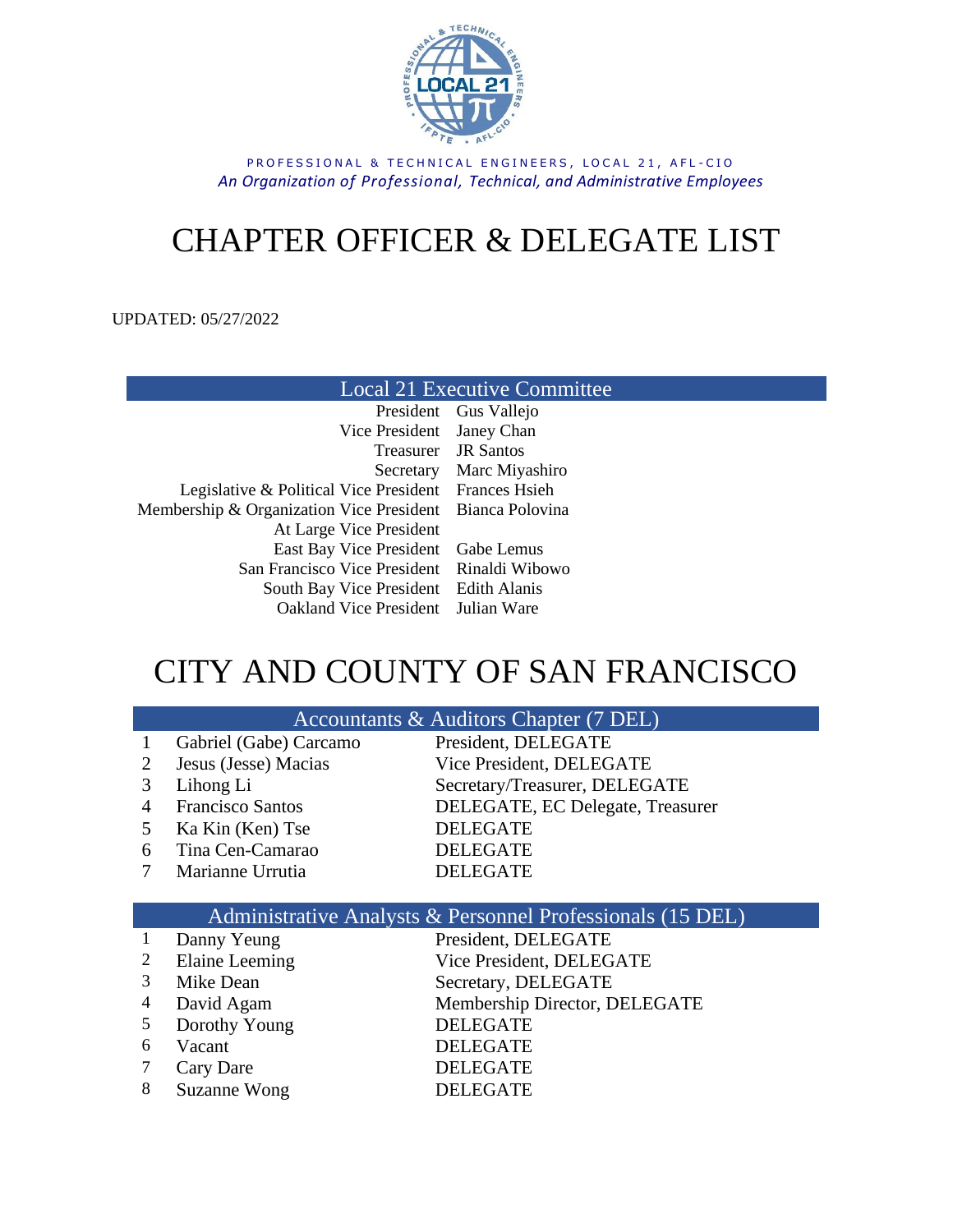PROFESSIONAL & TECHNICAL ENGINEERS, LOCAL 21, AFL-CIO

*An Organization of Professional, Technical, and Administrative Employees*

# CHAPTER OFFICER & DELEGATE LIST

UPDATED: 05/27/2022

| Local 21 Executive Committee | |
|---|---|
| President | Gus Vallejo |
| Vice President | Janey Chan |
| Treasurer | JR Santos |
| Secretary | Marc Miyashiro |
| Legislative & Political Vice President | Frances Hsieh |
| Membership & Organization Vice President | Bianca Polovina |
| At Large Vice President | |
| East Bay Vice President | Gabe Lemus |
| San Francisco Vice President | Rinaldi Wibowo |
| South Bay Vice President | Edith Alanis |
| Oakland Vice President | Julian Ware |

# CITY AND COUNTY OF SAN FRANCISCO

| Accountants & Auditors Chapter (7 DEL) | | |
|---|---|---|
| 1 | Gabriel (Gabe) Carcamo | President, DELEGATE |
| 2 | Jesus (Jesse) Macias | Vice President, DELEGATE |
| 3 | Lihong Li | Secretary/Treasurer, DELEGATE |
| 4 | Francisco Santos | DELEGATE, EC Delegate, Treasurer |
| 5 | Ka Kin (Ken) Tse | DELEGATE |
| 6 | Tina Cen-Camarao | DELEGATE |
| 7 | Marianne Urrutia | DELEGATE |

| Administrative Analysts & Personnel Professionals (15 DEL) | | |
|---|---|---|
| 1 | Danny Yeung | President, DELEGATE |
| 2 | Elaine Leeming | Vice President, DELEGATE |
| 3 | Mike Dean | Secretary, DELEGATE |
| 4 | David Agam | Membership Director, DELEGATE |
| 5 | Dorothy Young | DELEGATE |
| 6 | Vacant | DELEGATE |
| 7 | Cary Dare | DELEGATE |
| 8 | Suzanne Wong | DELEGATE |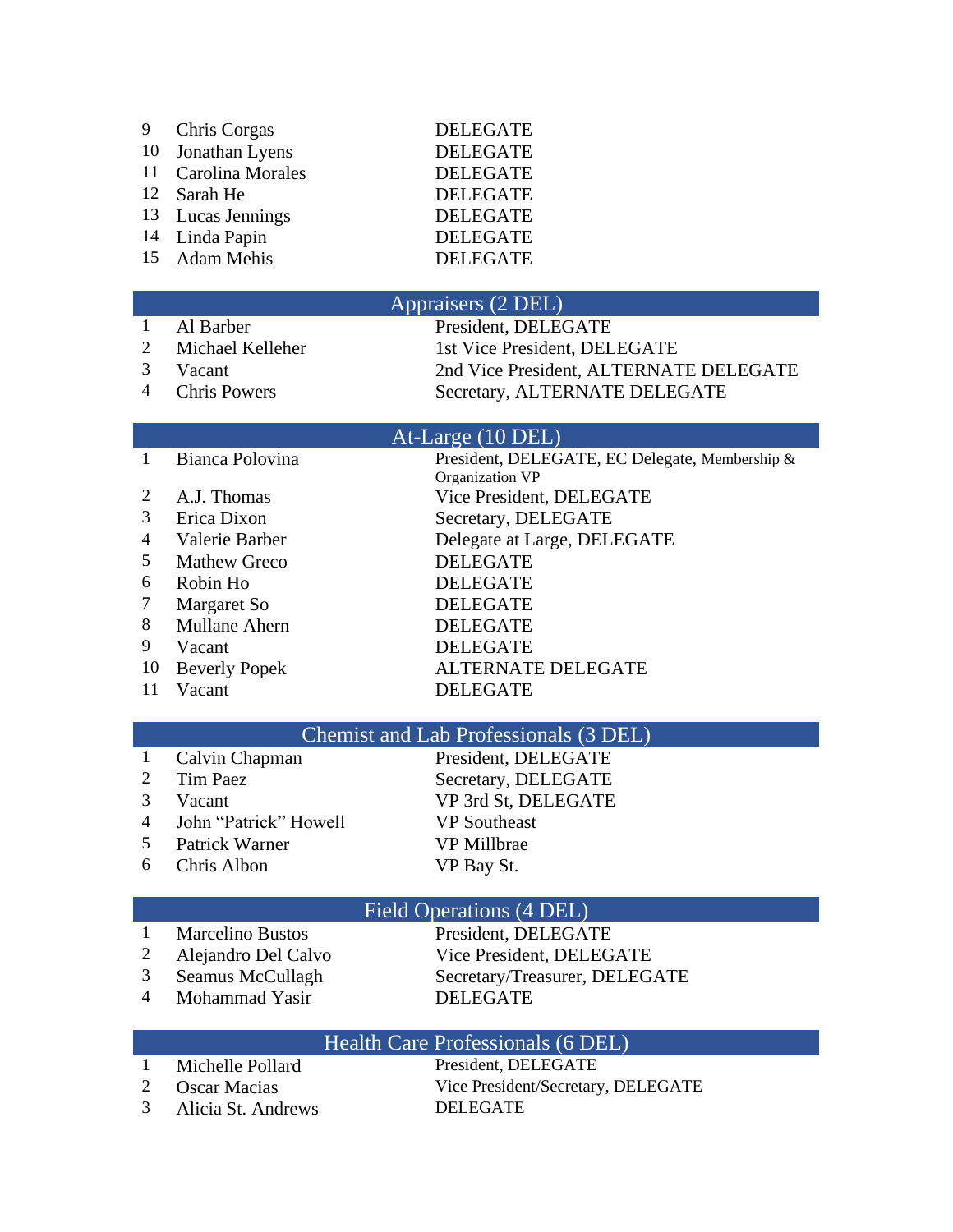| | | |
|---|---|---|
| 9 | Chris Corgas | DELEGATE |
| 10 | Jonathan Lyens | DELEGATE |
| 11 | Carolina Morales | DELEGATE |
| 12 | Sarah He | DELEGATE |
| 13 | Lucas Jennings | DELEGATE |
| 14 | Linda Papin | DELEGATE |
| 15 | Adam Mehis | DELEGATE |

## Appraisers (2 DEL)

| | | |
|---|---|---|
| 1 | Al Barber | President, DELEGATE |
| 2 | Michael Kelleher | 1st Vice President, DELEGATE |
| 3 | Vacant | 2nd Vice President, ALTERNATE DELEGATE |
| 4 | Chris Powers | Secretary, ALTERNATE DELEGATE |

## At-Large (10 DEL)

| | | |
|---|---|---|
| 1 | Bianca Polovina | President, DELEGATE, EC Delegate, Membership & Organization VP |
| 2 | A.J. Thomas | Vice President, DELEGATE |
| 3 | Erica Dixon | Secretary, DELEGATE |
| 4 | Valerie Barber | Delegate at Large, DELEGATE |
| 5 | Mathew Greco | DELEGATE |
| 6 | Robin Ho | DELEGATE |
| 7 | Margaret So | DELEGATE |
| 8 | Mullane Ahern | DELEGATE |
| 9 | Vacant | DELEGATE |
| 10 | Beverly Popek | ALTERNATE DELEGATE |
| 11 | Vacant | DELEGATE |

## Chemist and Lab Professionals (3 DEL)

| | | |
|---|---|---|
| 1 | Calvin Chapman | President, DELEGATE |
| 2 | Tim Paez | Secretary, DELEGATE |
| 3 | Vacant | VP 3rd St, DELEGATE |
| 4 | John "Patrick" Howell | VP Southeast |
| 5 | Patrick Warner | VP Millbrae |
| 6 | Chris Albon | VP Bay St. |

## Field Operations (4 DEL)

| | | |
|---|---|---|
| 1 | Marcelino Bustos | President, DELEGATE |
| 2 | Alejandro Del Calvo | Vice President, DELEGATE |
| 3 | Seamus McCullagh | Secretary/Treasurer, DELEGATE |
| 4 | Mohammad Yasir | DELEGATE |

## Health Care Professionals (6 DEL)

| | | |
|---|---|---|
| 1 | Michelle Pollard | President, DELEGATE |
| 2 | Oscar Macias | Vice President/Secretary, DELEGATE |
| 3 | Alicia St. Andrews | DELEGATE |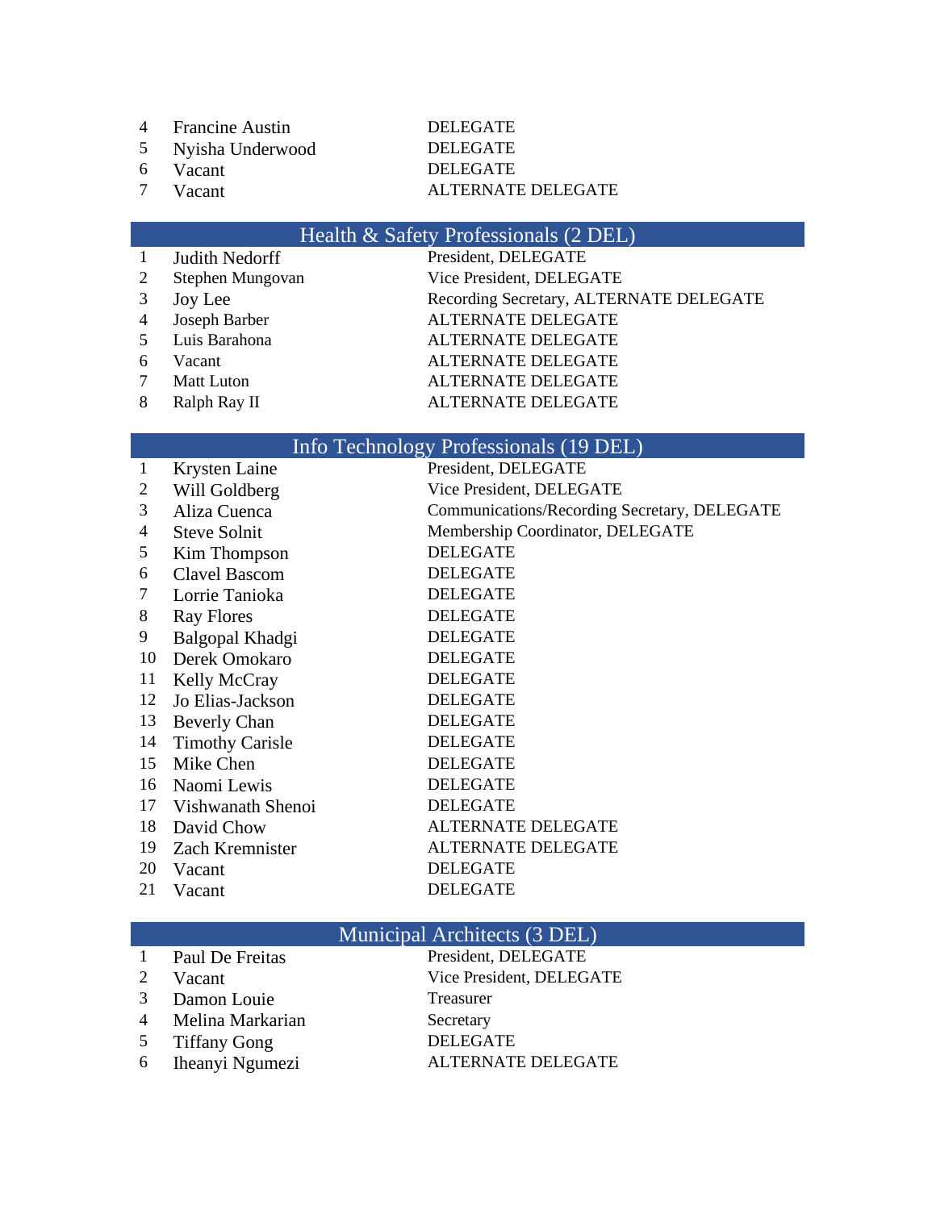| | | |
|---|---|---|
| 4 | Francine Austin | DELEGATE |
| 5 | Nyisha Underwood | DELEGATE |
| 6 | Vacant | DELEGATE |
| 7 | Vacant | ALTERNATE DELEGATE |

## Health & Safety Professionals (2 DEL)

| | | |
|---|---|---|
| 1 | Judith Nedorff | President, DELEGATE |
| 2 | Stephen Mungovan | Vice President, DELEGATE |
| 3 | Joy Lee | Recording Secretary, ALTERNATE DELEGATE |
| 4 | Joseph Barber | ALTERNATE DELEGATE |
| 5 | Luis Barahona | ALTERNATE DELEGATE |
| 6 | Vacant | ALTERNATE DELEGATE |
| 7 | Matt Luton | ALTERNATE DELEGATE |
| 8 | Ralph Ray II | ALTERNATE DELEGATE |

## Info Technology Professionals (19 DEL)

| | | |
|---|---|---|
| 1 | Krysten Laine | President, DELEGATE |
| 2 | Will Goldberg | Vice President, DELEGATE |
| 3 | Aliza Cuenca | Communications/Recording Secretary, DELEGATE |
| 4 | Steve Solnit | Membership Coordinator, DELEGATE |
| 5 | Kim Thompson | DELEGATE |
| 6 | Clavel Bascom | DELEGATE |
| 7 | Lorrie Tanioka | DELEGATE |
| 8 | Ray Flores | DELEGATE |
| 9 | Balgopal Khadgi | DELEGATE |
| 10 | Derek Omokaro | DELEGATE |
| 11 | Kelly McCray | DELEGATE |
| 12 | Jo Elias-Jackson | DELEGATE |
| 13 | Beverly Chan | DELEGATE |
| 14 | Timothy Carisle | DELEGATE |
| 15 | Mike Chen | DELEGATE |
| 16 | Naomi Lewis | DELEGATE |
| 17 | Vishwanath Shenoi | DELEGATE |
| 18 | David Chow | ALTERNATE DELEGATE |
| 19 | Zach Kremnister | ALTERNATE DELEGATE |
| 20 | Vacant | DELEGATE |
| 21 | Vacant | DELEGATE |

## Municipal Architects (3 DEL)

| | | |
|---|---|---|
| 1 | Paul De Freitas | President, DELEGATE |
| 2 | Vacant | Vice President, DELEGATE |
| 3 | Damon Louie | Treasurer |
| 4 | Melina Markarian | Secretary |
| 5 | Tiffany Gong | DELEGATE |
| 6 | Iheanyi Ngumezi | ALTERNATE DELEGATE |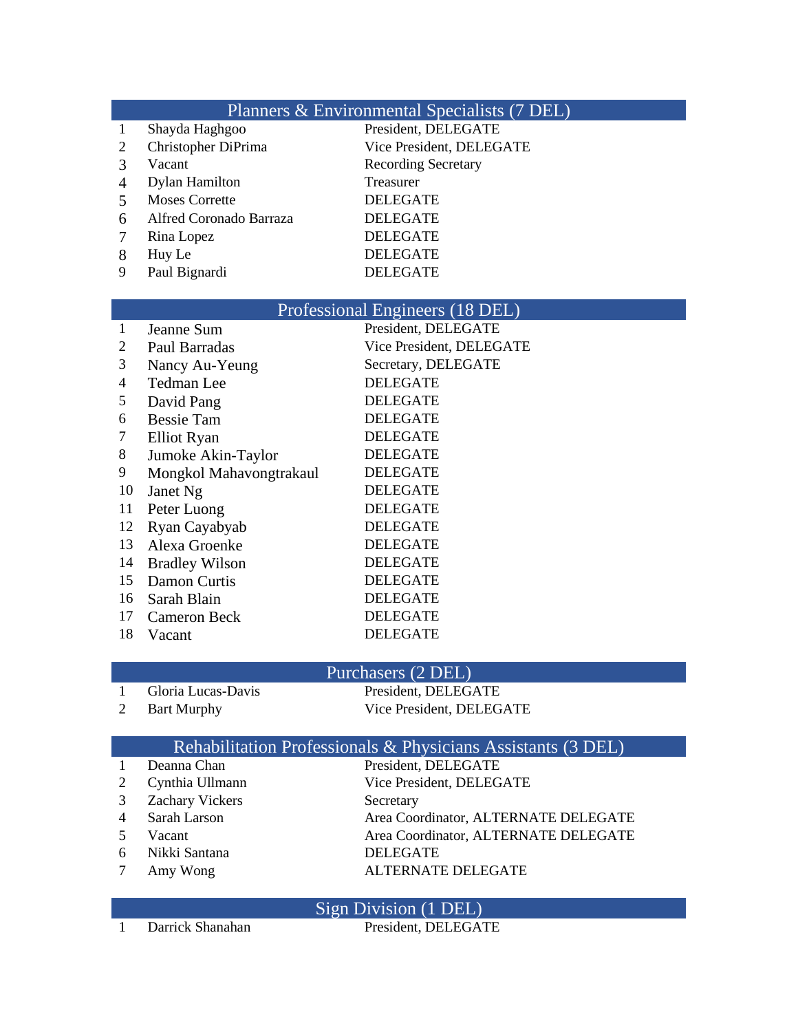## Planners & Environmental Specialists (7 DEL)

| | | |
|---|---|---|
| 1 | Shayda Haghgoo | President, DELEGATE |
| 2 | Christopher DiPrima | Vice President, DELEGATE |
| 3 | Vacant | Recording Secretary |
| 4 | Dylan Hamilton | Treasurer |
| 5 | Moses Corrette | DELEGATE |
| 6 | Alfred Coronado Barraza | DELEGATE |
| 7 | Rina Lopez | DELEGATE |
| 8 | Huy Le | DELEGATE |
| 9 | Paul Bignardi | DELEGATE |

## Professional Engineers (18 DEL)

| | | |
|---|---|---|
| 1 | Jeanne Sum | President, DELEGATE |
| 2 | Paul Barradas | Vice President, DELEGATE |
| 3 | Nancy Au-Yeung | Secretary, DELEGATE |
| 4 | Tedman Lee | DELEGATE |
| 5 | David Pang | DELEGATE |
| 6 | Bessie Tam | DELEGATE |
| 7 | Elliot Ryan | DELEGATE |
| 8 | Jumoke Akin-Taylor | DELEGATE |
| 9 | Mongkol Mahavongtrakaul | DELEGATE |
| 10 | Janet Ng | DELEGATE |
| 11 | Peter Luong | DELEGATE |
| 12 | Ryan Cayabyab | DELEGATE |
| 13 | Alexa Groenke | DELEGATE |
| 14 | Bradley Wilson | DELEGATE |
| 15 | Damon Curtis | DELEGATE |
| 16 | Sarah Blain | DELEGATE |
| 17 | Cameron Beck | DELEGATE |
| 18 | Vacant | DELEGATE |

## Purchasers (2 DEL)

| | | |
|---|---|---|
| 1 | Gloria Lucas-Davis | President, DELEGATE |
| 2 | Bart Murphy | Vice President, DELEGATE |

## Rehabilitation Professionals & Physicians Assistants (3 DEL)

| | | |
|---|---|---|
| 1 | Deanna Chan | President, DELEGATE |
| 2 | Cynthia Ullmann | Vice President, DELEGATE |
| 3 | Zachary Vickers | Secretary |
| 4 | Sarah Larson | Area Coordinator, ALTERNATE DELEGATE |
| 5 | Vacant | Area Coordinator, ALTERNATE DELEGATE |
| 6 | Nikki Santana | DELEGATE |
| 7 | Amy Wong | ALTERNATE DELEGATE |

## Sign Division (1 DEL)

| | | |
|---|---|---|
| 1 | Darrick Shanahan | President, DELEGATE |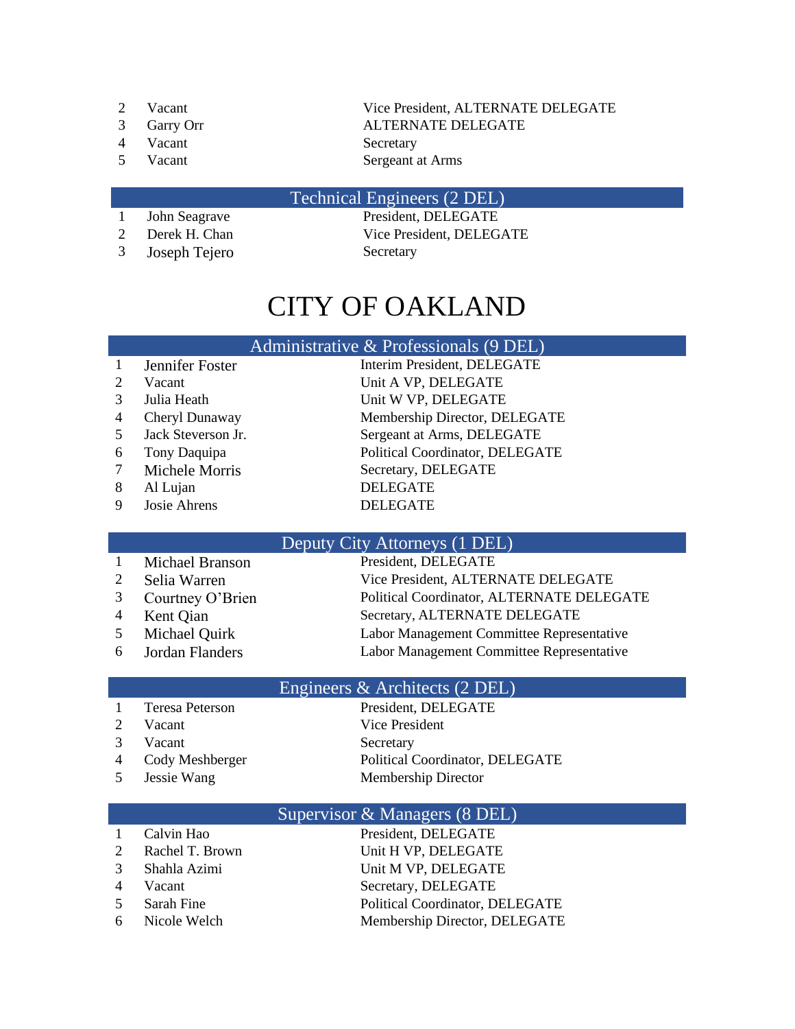| | | |
|---|---|---|
| 2 | Vacant | Vice President, ALTERNATE DELEGATE |
| 3 | Garry Orr | ALTERNATE DELEGATE |
| 4 | Vacant | Secretary |
| 5 | Vacant | Sergeant at Arms |

## Technical Engineers (2 DEL)

| | | |
|---|---|---|
| 1 | John Seagrave | President, DELEGATE |
| 2 | Derek H. Chan | Vice President, DELEGATE |
| 3 | Joseph Tejero | Secretary |

# CITY OF OAKLAND

## Administrative & Professionals (9 DEL)

| | | |
|---|---|---|
| 1 | Jennifer Foster | Interim President, DELEGATE |
| 2 | Vacant | Unit A VP, DELEGATE |
| 3 | Julia Heath | Unit W VP, DELEGATE |
| 4 | Cheryl Dunaway | Membership Director, DELEGATE |
| 5 | Jack Steverson Jr. | Sergeant at Arms, DELEGATE |
| 6 | Tony Daquipa | Political Coordinator, DELEGATE |
| 7 | Michele Morris | Secretary, DELEGATE |
| 8 | Al Lujan | DELEGATE |
| 9 | Josie Ahrens | DELEGATE |

## Deputy City Attorneys (1 DEL)

| | | |
|---|---|---|
| 1 | Michael Branson | President, DELEGATE |
| 2 | Selia Warren | Vice President, ALTERNATE DELEGATE |
| 3 | Courtney O'Brien | Political Coordinator, ALTERNATE DELEGATE |
| 4 | Kent Qian | Secretary, ALTERNATE DELEGATE |
| 5 | Michael Quirk | Labor Management Committee Representative |
| 6 | Jordan Flanders | Labor Management Committee Representative |

## Engineers & Architects (2 DEL)

| | | |
|---|---|---|
| 1 | Teresa Peterson | President, DELEGATE |
| 2 | Vacant | Vice President |
| 3 | Vacant | Secretary |
| 4 | Cody Meshberger | Political Coordinator, DELEGATE |
| 5 | Jessie Wang | Membership Director |

## Supervisor & Managers (8 DEL)

| | | |
|---|---|---|
| 1 | Calvin Hao | President, DELEGATE |
| 2 | Rachel T. Brown | Unit H VP, DELEGATE |
| 3 | Shahla Azimi | Unit M VP, DELEGATE |
| 4 | Vacant | Secretary, DELEGATE |
| 5 | Sarah Fine | Political Coordinator, DELEGATE |
| 6 | Nicole Welch | Membership Director, DELEGATE |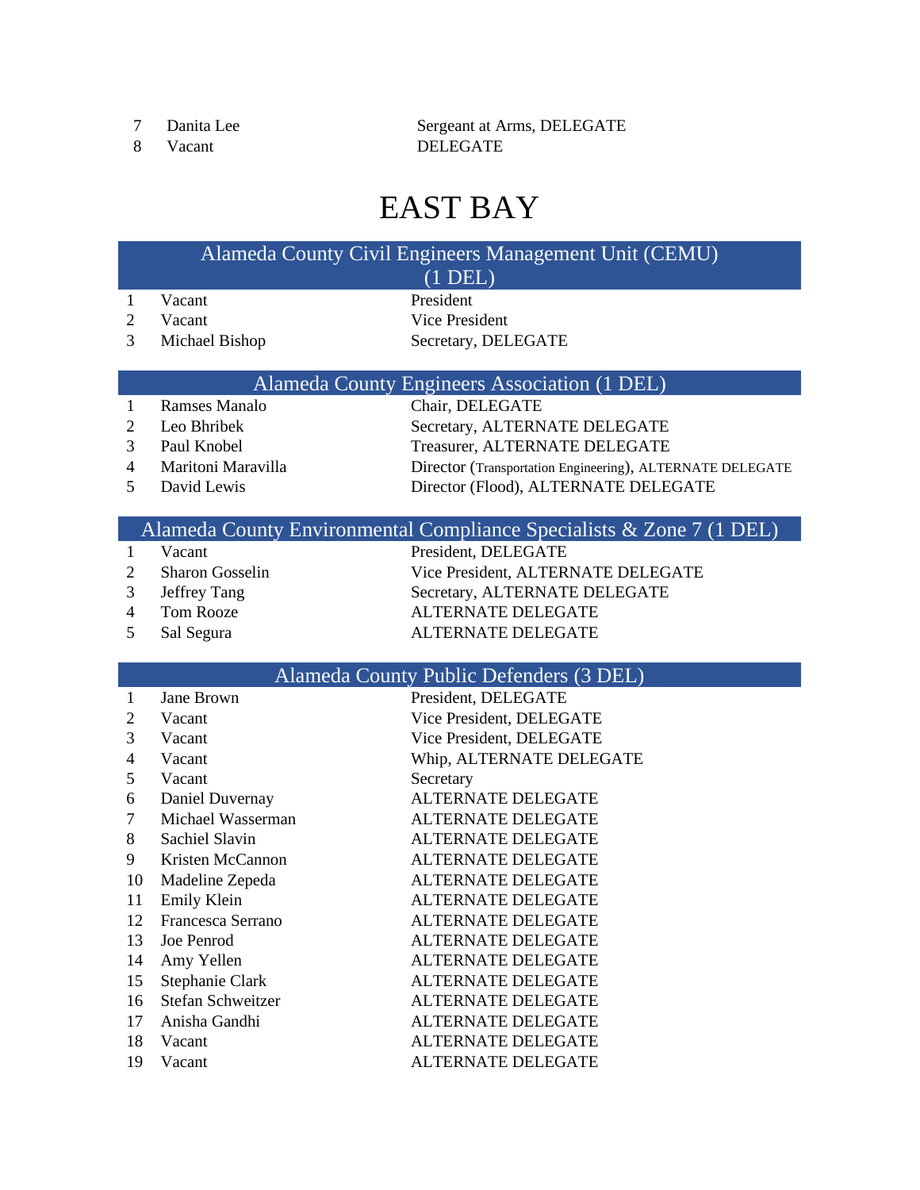| | | |
|---|---|---|
| 7 | Danita Lee | Sergeant at Arms, DELEGATE |
| 8 | Vacant | DELEGATE |

# EAST BAY

## Alameda County Civil Engineers Management Unit (CEMU) (1 DEL)

| | | |
|---|---|---|
| 1 | Vacant | President |
| 2 | Vacant | Vice President |
| 3 | Michael Bishop | Secretary, DELEGATE |

## Alameda County Engineers Association (1 DEL)

| | | |
|---|---|---|
| 1 | Ramses Manalo | Chair, DELEGATE |
| 2 | Leo Bhribek | Secretary, ALTERNATE DELEGATE |
| 3 | Paul Knobel | Treasurer, ALTERNATE DELEGATE |
| 4 | Maritoni Maravilla | Director (Transportation Engineering), ALTERNATE DELEGATE |
| 5 | David Lewis | Director (Flood), ALTERNATE DELEGATE |

## Alameda County Environmental Compliance Specialists & Zone 7 (1 DEL)

| | | |
|---|---|---|
| 1 | Vacant | President, DELEGATE |
| 2 | Sharon Gosselin | Vice President, ALTERNATE DELEGATE |
| 3 | Jeffrey Tang | Secretary, ALTERNATE DELEGATE |
| 4 | Tom Rooze | ALTERNATE DELEGATE |
| 5 | Sal Segura | ALTERNATE DELEGATE |

## Alameda County Public Defenders (3 DEL)

| | | |
|---|---|---|
| 1 | Jane Brown | President, DELEGATE |
| 2 | Vacant | Vice President, DELEGATE |
| 3 | Vacant | Vice President, DELEGATE |
| 4 | Vacant | Whip, ALTERNATE DELEGATE |
| 5 | Vacant | Secretary |
| 6 | Daniel Duvernay | ALTERNATE DELEGATE |
| 7 | Michael Wasserman | ALTERNATE DELEGATE |
| 8 | Sachiel Slavin | ALTERNATE DELEGATE |
| 9 | Kristen McCannon | ALTERNATE DELEGATE |
| 10 | Madeline Zepeda | ALTERNATE DELEGATE |
| 11 | Emily Klein | ALTERNATE DELEGATE |
| 12 | Francesca Serrano | ALTERNATE DELEGATE |
| 13 | Joe Penrod | ALTERNATE DELEGATE |
| 14 | Amy Yellen | ALTERNATE DELEGATE |
| 15 | Stephanie Clark | ALTERNATE DELEGATE |
| 16 | Stefan Schweitzer | ALTERNATE DELEGATE |
| 17 | Anisha Gandhi | ALTERNATE DELEGATE |
| 18 | Vacant | ALTERNATE DELEGATE |
| 19 | Vacant | ALTERNATE DELEGATE |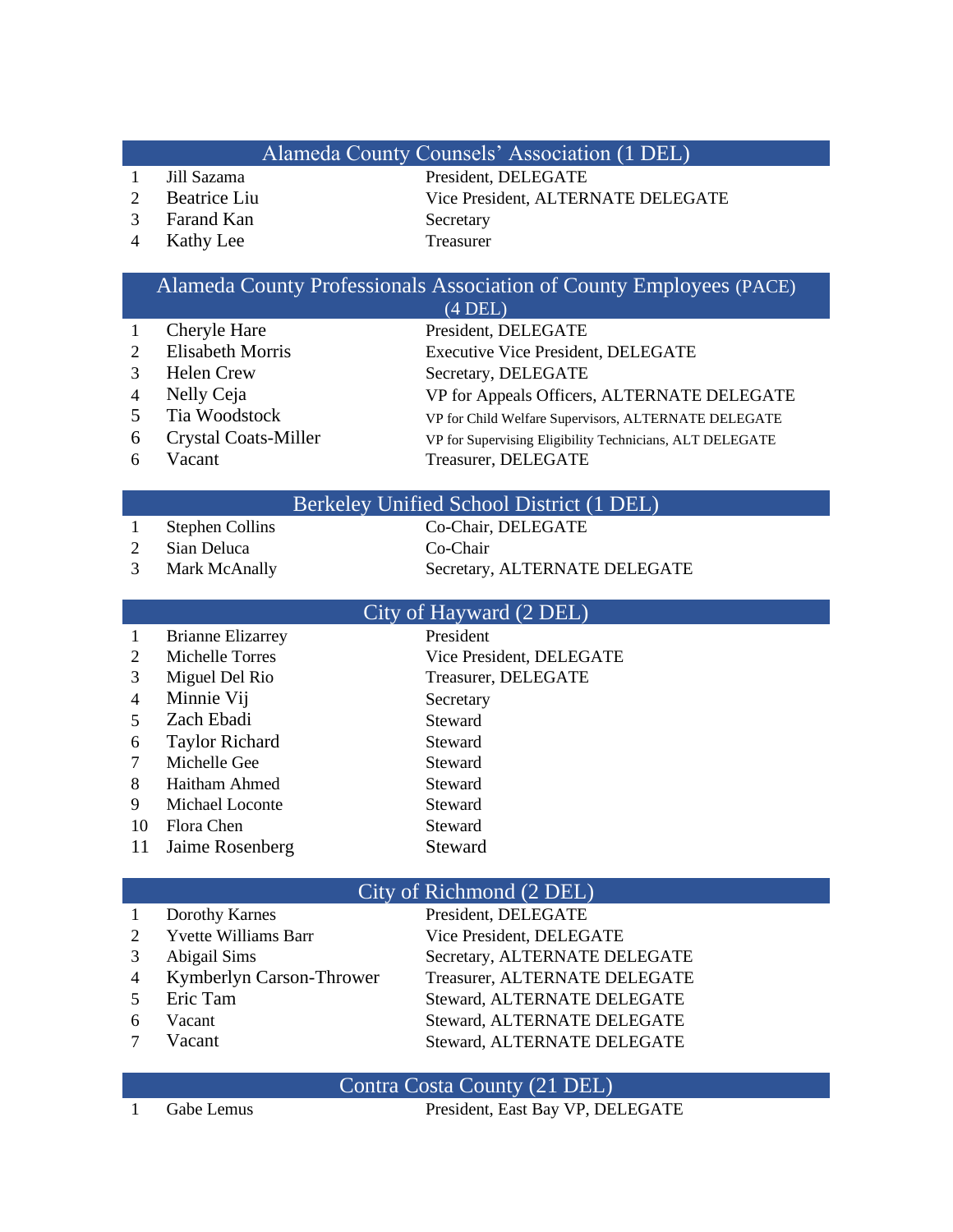## Alameda County Counsels' Association (1 DEL)

| | | |
|---|---|---|
| 1 | Jill Sazama | President, DELEGATE |
| 2 | Beatrice Liu | Vice President, ALTERNATE DELEGATE |
| 3 | Farand Kan | Secretary |
| 4 | Kathy Lee | Treasurer |

## Alameda County Professionals Association of County Employees (PACE) (4 DEL)

| | | |
|---|---|---|
| 1 | Cheryle Hare | President, DELEGATE |
| 2 | Elisabeth Morris | Executive Vice President, DELEGATE |
| 3 | Helen Crew | Secretary, DELEGATE |
| 4 | Nelly Ceja | VP for Appeals Officers, ALTERNATE DELEGATE |
| 5 | Tia Woodstock | VP for Child Welfare Supervisors, ALTERNATE DELEGATE |
| 6 | Crystal Coats-Miller | VP for Supervising Eligibility Technicians, ALT DELEGATE |
| 6 | Vacant | Treasurer, DELEGATE |

## Berkeley Unified School District (1 DEL)

| | | |
|---|---|---|
| 1 | Stephen Collins | Co-Chair, DELEGATE |
| 2 | Sian Deluca | Co-Chair |
| 3 | Mark McAnally | Secretary, ALTERNATE DELEGATE |

## City of Hayward (2 DEL)

| | | |
|---|---|---|
| 1 | Brianne Elizarrey | President |
| 2 | Michelle Torres | Vice President, DELEGATE |
| 3 | Miguel Del Rio | Treasurer, DELEGATE |
| 4 | Minnie Vij | Secretary |
| 5 | Zach Ebadi | Steward |
| 6 | Taylor Richard | Steward |
| 7 | Michelle Gee | Steward |
| 8 | Haitham Ahmed | Steward |
| 9 | Michael Loconte | Steward |
| 10 | Flora Chen | Steward |
| 11 | Jaime Rosenberg | Steward |

## City of Richmond (2 DEL)

| | | |
|---|---|---|
| 1 | Dorothy Karnes | President, DELEGATE |
| 2 | Yvette Williams Barr | Vice President, DELEGATE |
| 3 | Abigail Sims | Secretary, ALTERNATE DELEGATE |
| 4 | Kymberlyn Carson-Thrower | Treasurer, ALTERNATE DELEGATE |
| 5 | Eric Tam | Steward, ALTERNATE DELEGATE |
| 6 | Vacant | Steward, ALTERNATE DELEGATE |
| 7 | Vacant | Steward, ALTERNATE DELEGATE |

## Contra Costa County (21 DEL)

| | | |
|---|---|---|
| 1 | Gabe Lemus | President, East Bay VP, DELEGATE |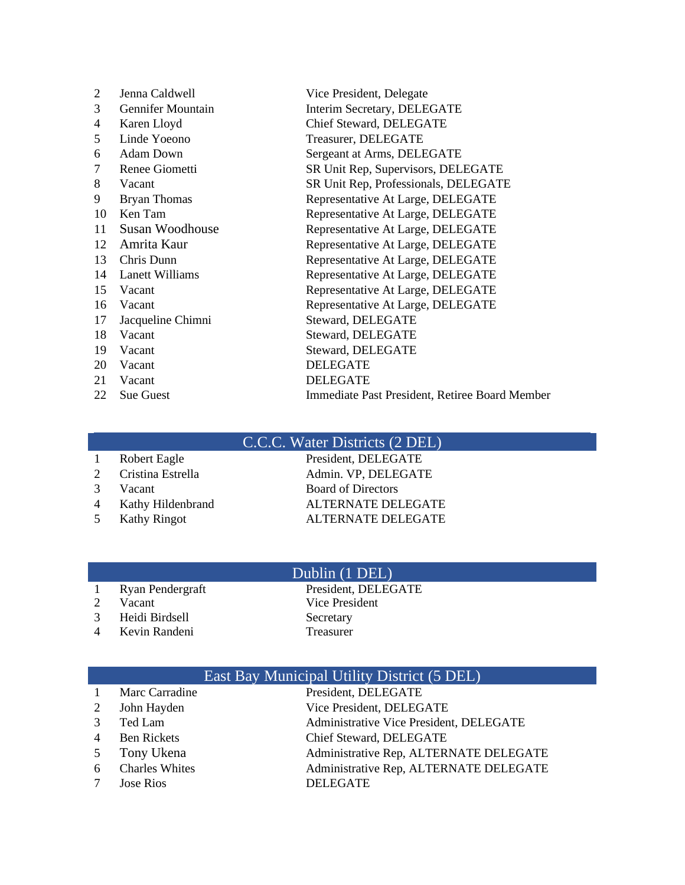| | | |
|---|---|---|
| 2 | Jenna Caldwell | Vice President, Delegate |
| 3 | Gennifer Mountain | Interim Secretary, DELEGATE |
| 4 | Karen Lloyd | Chief Steward, DELEGATE |
| 5 | Linde Yoeono | Treasurer, DELEGATE |
| 6 | Adam Down | Sergeant at Arms, DELEGATE |
| 7 | Renee Giometti | SR Unit Rep, Supervisors, DELEGATE |
| 8 | Vacant | SR Unit Rep, Professionals, DELEGATE |
| 9 | Bryan Thomas | Representative At Large, DELEGATE |
| 10 | Ken Tam | Representative At Large, DELEGATE |
| 11 | Susan Woodhouse | Representative At Large, DELEGATE |
| 12 | Amrita Kaur | Representative At Large, DELEGATE |
| 13 | Chris Dunn | Representative At Large, DELEGATE |
| 14 | Lanett Williams | Representative At Large, DELEGATE |
| 15 | Vacant | Representative At Large, DELEGATE |
| 16 | Vacant | Representative At Large, DELEGATE |
| 17 | Jacqueline Chimni | Steward, DELEGATE |
| 18 | Vacant | Steward, DELEGATE |
| 19 | Vacant | Steward, DELEGATE |
| 20 | Vacant | DELEGATE |
| 21 | Vacant | DELEGATE |
| 22 | Sue Guest | Immediate Past President, Retiree Board Member |

## C.C.C. Water Districts (2 DEL)

| | | |
|---|---|---|
| 1 | Robert Eagle | President, DELEGATE |
| 2 | Cristina Estrella | Admin. VP, DELEGATE |
| 3 | Vacant | Board of Directors |
| 4 | Kathy Hildenbrand | ALTERNATE DELEGATE |
| 5 | Kathy Ringot | ALTERNATE DELEGATE |

## Dublin (1 DEL)

| | | |
|---|---|---|
| 1 | Ryan Pendergraft | President, DELEGATE |
| 2 | Vacant | Vice President |
| 3 | Heidi Birdsell | Secretary |
| 4 | Kevin Randeni | Treasurer |

## East Bay Municipal Utility District (5 DEL)

| | | |
|---|---|---|
| 1 | Marc Carradine | President, DELEGATE |
| 2 | John Hayden | Vice President, DELEGATE |
| 3 | Ted Lam | Administrative Vice President, DELEGATE |
| 4 | Ben Rickets | Chief Steward, DELEGATE |
| 5 | Tony Ukena | Administrative Rep, ALTERNATE DELEGATE |
| 6 | Charles Whites | Administrative Rep, ALTERNATE DELEGATE |
| 7 | Jose Rios | DELEGATE |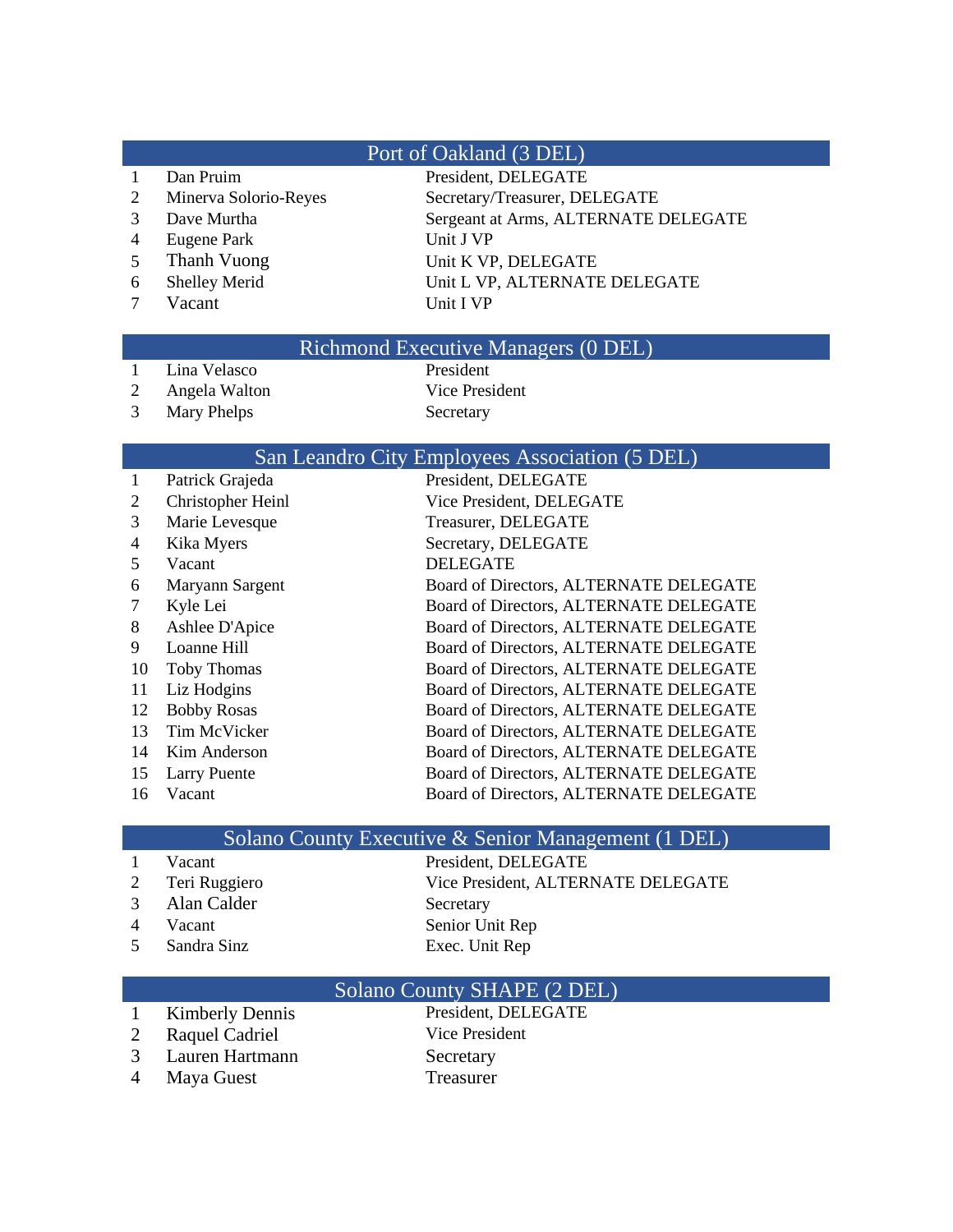## Port of Oakland (3 DEL)

| | | |
|---|---|---|
| 1 | Dan Pruim | President, DELEGATE |
| 2 | Minerva Solorio-Reyes | Secretary/Treasurer, DELEGATE |
| 3 | Dave Murtha | Sergeant at Arms, ALTERNATE DELEGATE |
| 4 | Eugene Park | Unit J VP |
| 5 | Thanh Vuong | Unit K VP, DELEGATE |
| 6 | Shelley Merid | Unit L VP, ALTERNATE DELEGATE |
| 7 | Vacant | Unit I VP |

## Richmond Executive Managers (0 DEL)

| | | |
|---|---|---|
| 1 | Lina Velasco | President |
| 2 | Angela Walton | Vice President |
| 3 | Mary Phelps | Secretary |

## San Leandro City Employees Association (5 DEL)

| | | |
|---|---|---|
| 1 | Patrick Grajeda | President, DELEGATE |
| 2 | Christopher Heinl | Vice President, DELEGATE |
| 3 | Marie Levesque | Treasurer, DELEGATE |
| 4 | Kika Myers | Secretary, DELEGATE |
| 5 | Vacant | DELEGATE |
| 6 | Maryann Sargent | Board of Directors, ALTERNATE DELEGATE |
| 7 | Kyle Lei | Board of Directors, ALTERNATE DELEGATE |
| 8 | Ashlee D'Apice | Board of Directors, ALTERNATE DELEGATE |
| 9 | Loanne Hill | Board of Directors, ALTERNATE DELEGATE |
| 10 | Toby Thomas | Board of Directors, ALTERNATE DELEGATE |
| 11 | Liz Hodgins | Board of Directors, ALTERNATE DELEGATE |
| 12 | Bobby Rosas | Board of Directors, ALTERNATE DELEGATE |
| 13 | Tim McVicker | Board of Directors, ALTERNATE DELEGATE |
| 14 | Kim Anderson | Board of Directors, ALTERNATE DELEGATE |
| 15 | Larry Puente | Board of Directors, ALTERNATE DELEGATE |
| 16 | Vacant | Board of Directors, ALTERNATE DELEGATE |

## Solano County Executive & Senior Management (1 DEL)

| | | |
|---|---|---|
| 1 | Vacant | President, DELEGATE |
| 2 | Teri Ruggiero | Vice President, ALTERNATE DELEGATE |
| 3 | Alan Calder | Secretary |
| 4 | Vacant | Senior Unit Rep |
| 5 | Sandra Sinz | Exec. Unit Rep |

## Solano County SHAPE (2 DEL)

| | | |
|---|---|---|
| 1 | Kimberly Dennis | President, DELEGATE |
| 2 | Raquel Cadriel | Vice President |
| 3 | Lauren Hartmann | Secretary |
| 4 | Maya Guest | Treasurer |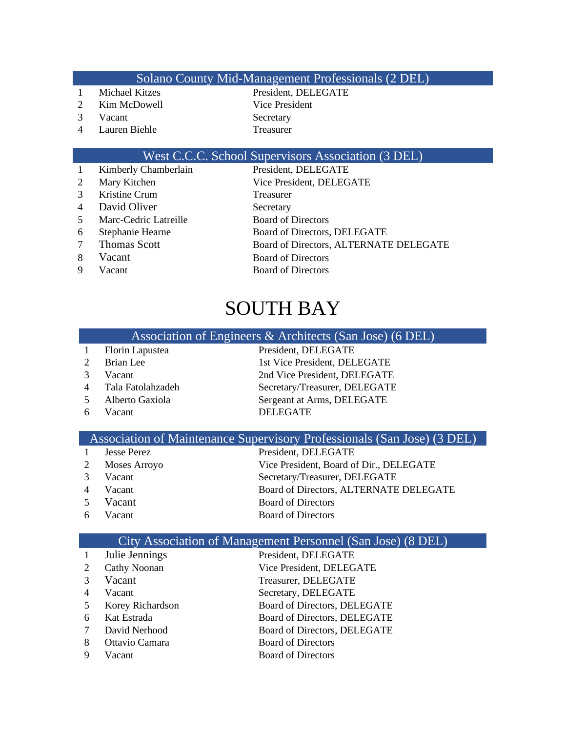| Solano County Mid-Management Professionals (2 DEL) | | |
|---|---|---|
| 1 | Michael Kitzes | President, DELEGATE |
| 2 | Kim McDowell | Vice President |
| 3 | Vacant | Secretary |
| 4 | Lauren Biehle | Treasurer |

| West C.C.C. School Supervisors Association (3 DEL) | | |
|---|---|---|
| 1 | Kimberly Chamberlain | President, DELEGATE |
| 2 | Mary Kitchen | Vice President, DELEGATE |
| 3 | Kristine Crum | Treasurer |
| 4 | David Oliver | Secretary |
| 5 | Marc-Cedric Latreille | Board of Directors |
| 6 | Stephanie Hearne | Board of Directors, DELEGATE |
| 7 | Thomas Scott | Board of Directors, ALTERNATE DELEGATE |
| 8 | Vacant | Board of Directors |
| 9 | Vacant | Board of Directors |

# SOUTH BAY

| Association of Engineers & Architects (San Jose) (6 DEL) | | |
|---|---|---|
| 1 | Florin Lapustea | President, DELEGATE |
| 2 | Brian Lee | 1st Vice President, DELEGATE |
| 3 | Vacant | 2nd Vice President, DELEGATE |
| 4 | Tala Fatolahzadeh | Secretary/Treasurer, DELEGATE |
| 5 | Alberto Gaxiola | Sergeant at Arms, DELEGATE |
| 6 | Vacant | DELEGATE |

| Association of Maintenance Supervisory Professionals (San Jose) (3 DEL) | | |
|---|---|---|
| 1 | Jesse Perez | President, DELEGATE |
| 2 | Moses Arroyo | Vice President, Board of Dir., DELEGATE |
| 3 | Vacant | Secretary/Treasurer, DELEGATE |
| 4 | Vacant | Board of Directors, ALTERNATE DELEGATE |
| 5 | Vacant | Board of Directors |
| 6 | Vacant | Board of Directors |

| City Association of Management Personnel (San Jose) (8 DEL) | | |
|---|---|---|
| 1 | Julie Jennings | President, DELEGATE |
| 2 | Cathy Noonan | Vice President, DELEGATE |
| 3 | Vacant | Treasurer, DELEGATE |
| 4 | Vacant | Secretary, DELEGATE |
| 5 | Korey Richardson | Board of Directors, DELEGATE |
| 6 | Kat Estrada | Board of Directors, DELEGATE |
| 7 | David Nerhood | Board of Directors, DELEGATE |
| 8 | Ottavio Camara | Board of Directors |
| 9 | Vacant | Board of Directors |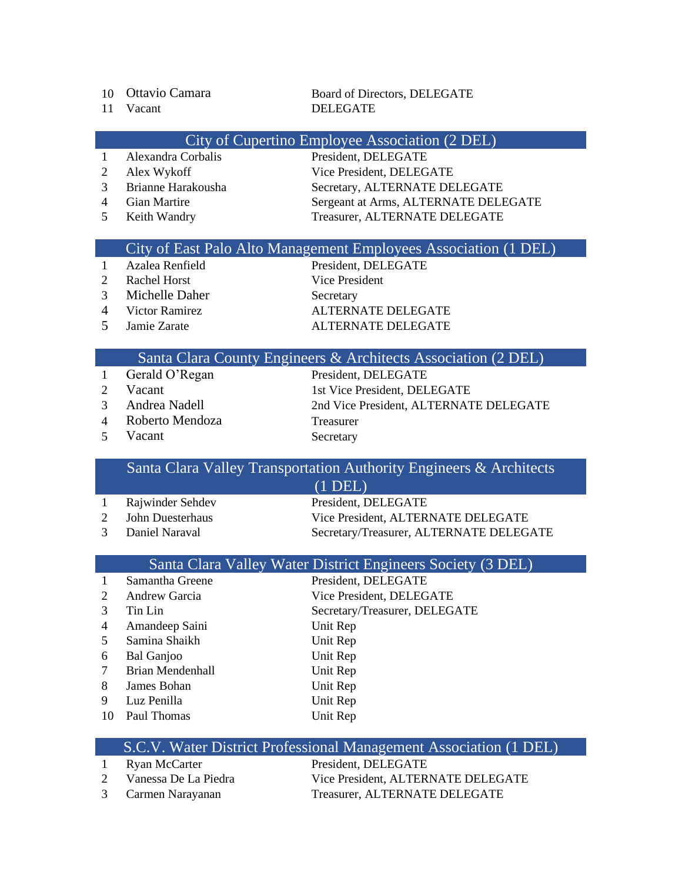| | | |
|---|---|---|
| 10 | Ottavio Camara | Board of Directors, DELEGATE |
| 11 | Vacant | DELEGATE |

## City of Cupertino Employee Association (2 DEL)

| | | |
|---|---|---|
| 1 | Alexandra Corbalis | President, DELEGATE |
| 2 | Alex Wykoff | Vice President, DELEGATE |
| 3 | Brianne Harakousha | Secretary, ALTERNATE DELEGATE |
| 4 | Gian Martire | Sergeant at Arms, ALTERNATE DELEGATE |
| 5 | Keith Wandry | Treasurer, ALTERNATE DELEGATE |

## City of East Palo Alto Management Employees Association (1 DEL)

| | | |
|---|---|---|
| 1 | Azalea Renfield | President, DELEGATE |
| 2 | Rachel Horst | Vice President |
| 3 | Michelle Daher | Secretary |
| 4 | Victor Ramirez | ALTERNATE DELEGATE |
| 5 | Jamie Zarate | ALTERNATE DELEGATE |

## Santa Clara County Engineers & Architects Association (2 DEL)

| | | |
|---|---|---|
| 1 | Gerald O'Regan | President, DELEGATE |
| 2 | Vacant | 1st Vice President, DELEGATE |
| 3 | Andrea Nadell | 2nd Vice President, ALTERNATE DELEGATE |
| 4 | Roberto Mendoza | Treasurer |
| 5 | Vacant | Secretary |

## Santa Clara Valley Transportation Authority Engineers & Architects (1 DEL)

| | | |
|---|---|---|
| 1 | Rajwinder Sehdev | President, DELEGATE |
| 2 | John Duesterhaus | Vice President, ALTERNATE DELEGATE |
| 3 | Daniel Naraval | Secretary/Treasurer, ALTERNATE DELEGATE |

## Santa Clara Valley Water District Engineers Society (3 DEL)

| | | |
|---|---|---|
| 1 | Samantha Greene | President, DELEGATE |
| 2 | Andrew Garcia | Vice President, DELEGATE |
| 3 | Tin Lin | Secretary/Treasurer, DELEGATE |
| 4 | Amandeep Saini | Unit Rep |
| 5 | Samina Shaikh | Unit Rep |
| 6 | Bal Ganjoo | Unit Rep |
| 7 | Brian Mendenhall | Unit Rep |
| 8 | James Bohan | Unit Rep |
| 9 | Luz Penilla | Unit Rep |
| 10 | Paul Thomas | Unit Rep |

## S.C.V. Water District Professional Management Association (1 DEL)

| | | |
|---|---|---|
| 1 | Ryan McCarter | President, DELEGATE |
| 2 | Vanessa De La Piedra | Vice President, ALTERNATE DELEGATE |
| 3 | Carmen Narayanan | Treasurer, ALTERNATE DELEGATE |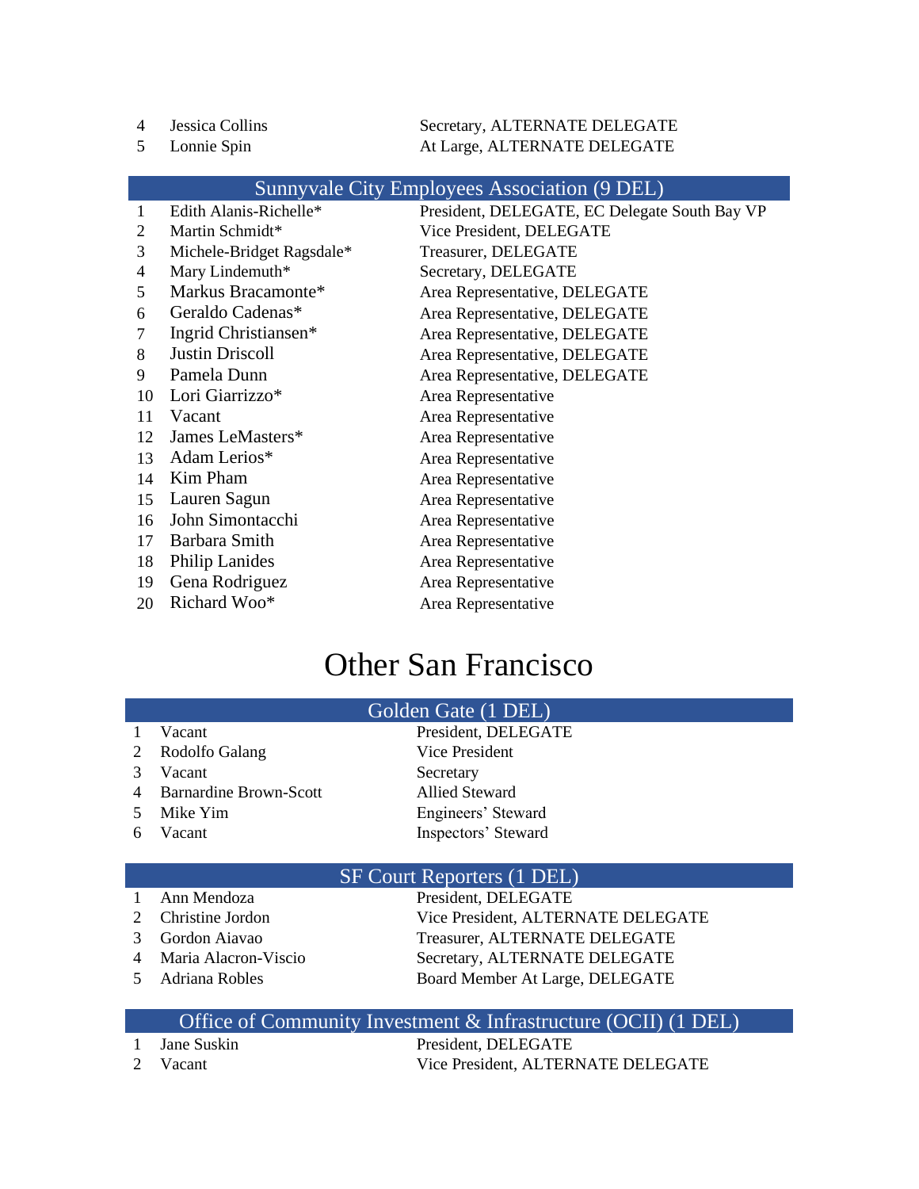| | | |
|---|---|---|
| 4 | Jessica Collins | Secretary, ALTERNATE DELEGATE |
| 5 | Lonnie Spin | At Large, ALTERNATE DELEGATE |

| Sunnyvale City Employees Association (9 DEL) | | |
|---|---|---|
| 1 | Edith Alanis-Richelle* | President, DELEGATE, EC Delegate South Bay VP |
| 2 | Martin Schmidt* | Vice President, DELEGATE |
| 3 | Michele-Bridget Ragsdale* | Treasurer, DELEGATE |
| 4 | Mary Lindemuth* | Secretary, DELEGATE |
| 5 | Markus Bracamonte* | Area Representative, DELEGATE |
| 6 | Geraldo Cadenas* | Area Representative, DELEGATE |
| 7 | Ingrid Christiansen* | Area Representative, DELEGATE |
| 8 | Justin Driscoll | Area Representative, DELEGATE |
| 9 | Pamela Dunn | Area Representative, DELEGATE |
| 10 | Lori Giarrizzo* | Area Representative |
| 11 | Vacant | Area Representative |
| 12 | James LeMasters* | Area Representative |
| 13 | Adam Lerios* | Area Representative |
| 14 | Kim Pham | Area Representative |
| 15 | Lauren Sagun | Area Representative |
| 16 | John Simontacchi | Area Representative |
| 17 | Barbara Smith | Area Representative |
| 18 | Philip Lanides | Area Representative |
| 19 | Gena Rodriguez | Area Representative |
| 20 | Richard Woo* | Area Representative |

# Other San Francisco

| Golden Gate (1 DEL) | | |
|---|---|---|
| 1 | Vacant | President, DELEGATE |
| 2 | Rodolfo Galang | Vice President |
| 3 | Vacant | Secretary |
| 4 | Barnardine Brown-Scott | Allied Steward |
| 5 | Mike Yim | Engineers' Steward |
| 6 | Vacant | Inspectors' Steward |

| SF Court Reporters (1 DEL) | | |
|---|---|---|
| 1 | Ann Mendoza | President, DELEGATE |
| 2 | Christine Jordon | Vice President, ALTERNATE DELEGATE |
| 3 | Gordon Aiavao | Treasurer, ALTERNATE DELEGATE |
| 4 | Maria Alacron-Viscio | Secretary, ALTERNATE DELEGATE |
| 5 | Adriana Robles | Board Member At Large, DELEGATE |

| Office of Community Investment & Infrastructure (OCII) (1 DEL) | | |
|---|---|---|
| 1 | Jane Suskin | President, DELEGATE |
| 2 | Vacant | Vice President, ALTERNATE DELEGATE |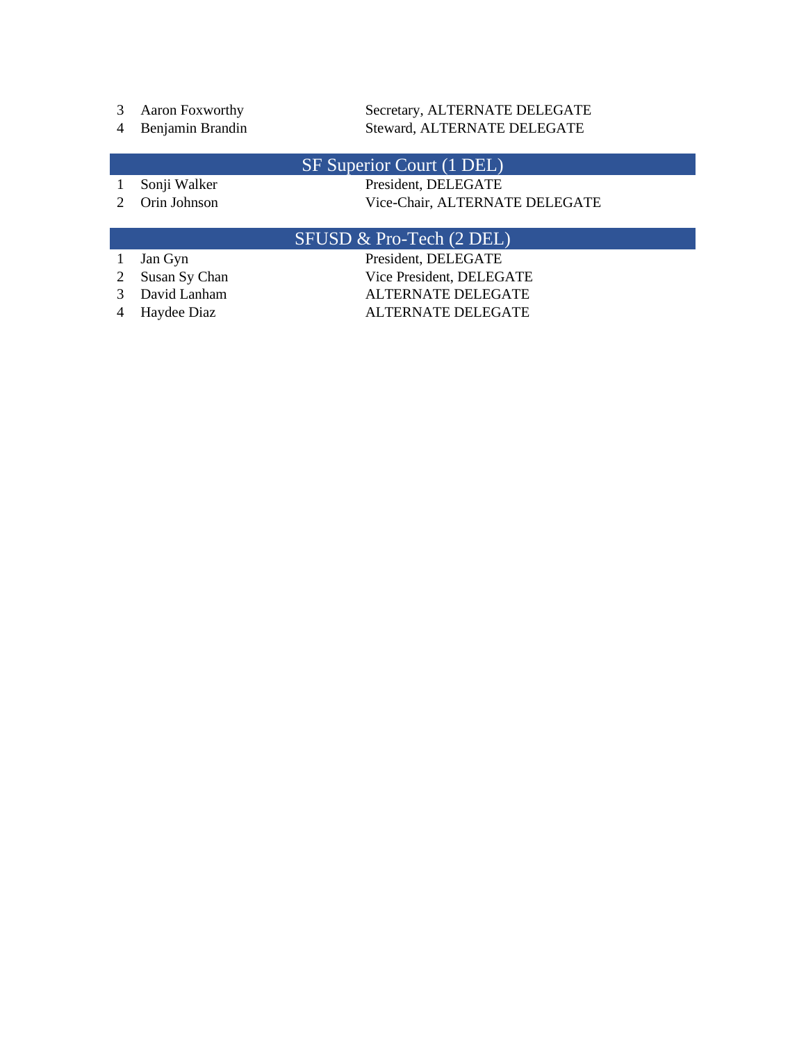| | | |
|---|---|---|
| 3 | Aaron Foxworthy | Secretary, ALTERNATE DELEGATE |
| 4 | Benjamin Brandin | Steward, ALTERNATE DELEGATE |

## SF Superior Court (1 DEL)

| | | |
|---|---|---|
| 1 | Sonji Walker | President, DELEGATE |
| 2 | Orin Johnson | Vice-Chair, ALTERNATE DELEGATE |

## SFUSD & Pro-Tech (2 DEL)

| | | |
|---|---|---|
| 1 | Jan Gyn | President, DELEGATE |
| 2 | Susan Sy Chan | Vice President, DELEGATE |
| 3 | David Lanham | ALTERNATE DELEGATE |
| 4 | Haydee Diaz | ALTERNATE DELEGATE |